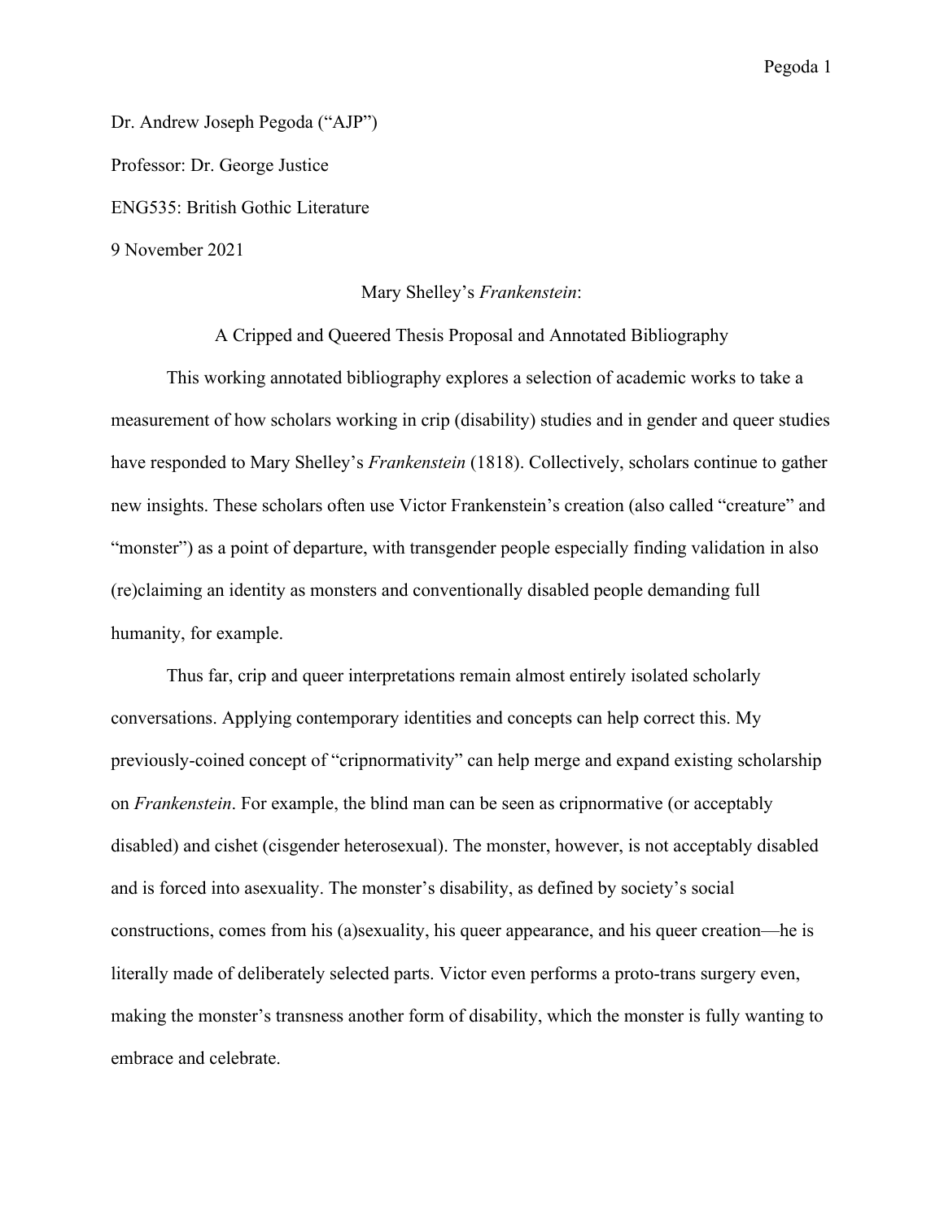Dr. Andrew Joseph Pegoda ("AJP")

Professor: Dr. George Justice

ENG535: British Gothic Literature

9 November 2021

# Mary Shelley's *Frankenstein*:

## A Cripped and Queered Thesis Proposal and Annotated Bibliography

This working annotated bibliography explores a selection of academic works to take a measurement of how scholars working in crip (disability) studies and in gender and queer studies have responded to Mary Shelley's *Frankenstein* (1818). Collectively, scholars continue to gather new insights. These scholars often use Victor Frankenstein's creation (also called "creature" and "monster") as a point of departure, with transgender people especially finding validation in also (re)claiming an identity as monsters and conventionally disabled people demanding full humanity, for example.

Thus far, crip and queer interpretations remain almost entirely isolated scholarly conversations. Applying contemporary identities and concepts can help correct this. My previously-coined concept of "cripnormativity" can help merge and expand existing scholarship on *Frankenstein*. For example, the blind man can be seen as cripnormative (or acceptably disabled) and cishet (cisgender heterosexual). The monster, however, is not acceptably disabled and is forced into asexuality. The monster's disability, as defined by society's social constructions, comes from his (a)sexuality, his queer appearance, and his queer creation—he is literally made of deliberately selected parts. Victor even performs a proto-trans surgery even, making the monster's transness another form of disability, which the monster is fully wanting to embrace and celebrate.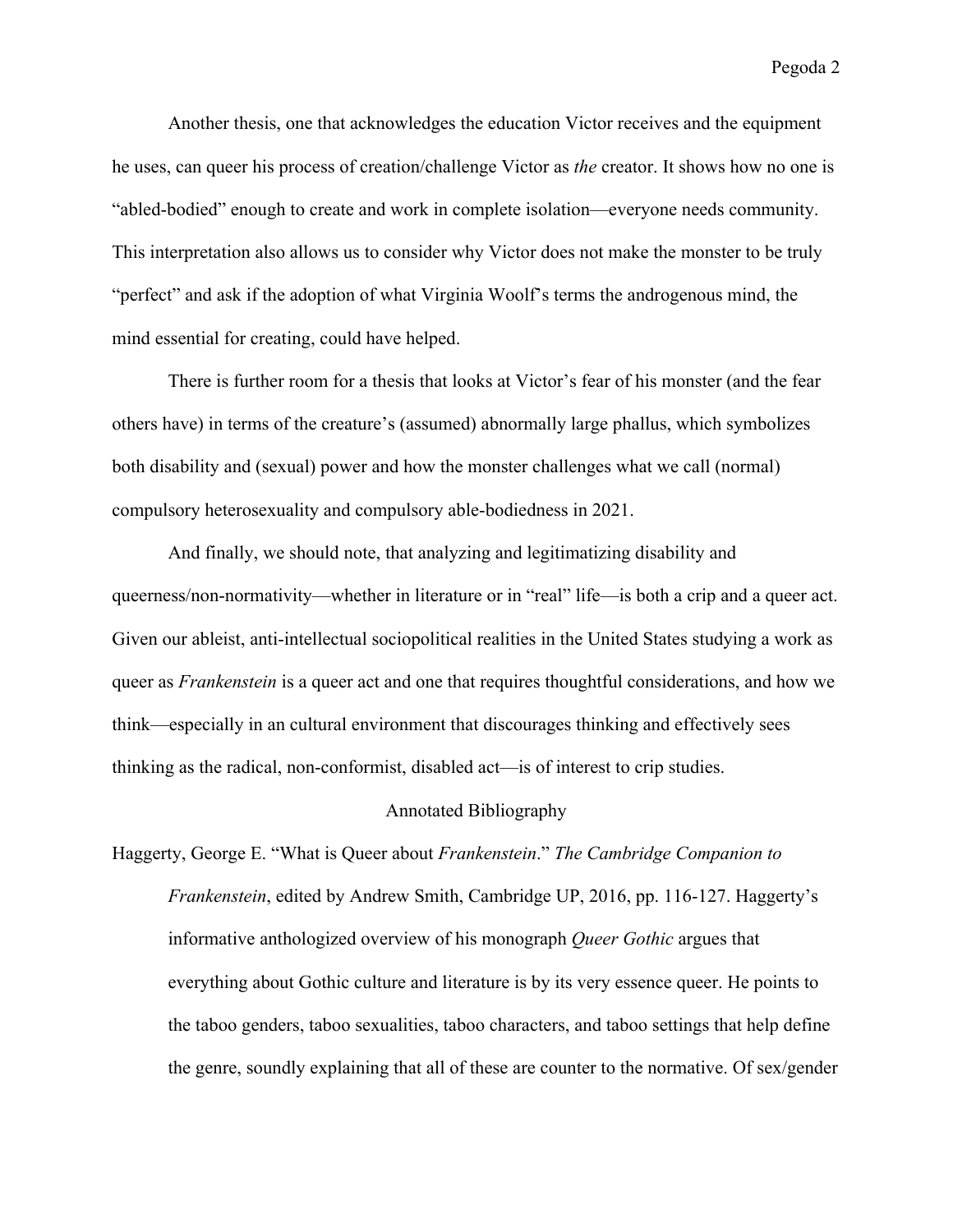Another thesis, one that acknowledges the education Victor receives and the equipment he uses, can queer his process of creation/challenge Victor as *the* creator. It shows how no one is "abled-bodied" enough to create and work in complete isolation—everyone needs community. This interpretation also allows us to consider why Victor does not make the monster to be truly "perfect" and ask if the adoption of what Virginia Woolf's terms the androgenous mind, the mind essential for creating, could have helped.

There is further room for a thesis that looks at Victor's fear of his monster (and the fear others have) in terms of the creature's (assumed) abnormally large phallus, which symbolizes both disability and (sexual) power and how the monster challenges what we call (normal) compulsory heterosexuality and compulsory able-bodiedness in 2021.

And finally, we should note, that analyzing and legitimatizing disability and queerness/non-normativity—whether in literature or in "real" life—is both a crip and a queer act. Given our ableist, anti-intellectual sociopolitical realities in the United States studying a work as queer as *Frankenstein* is a queer act and one that requires thoughtful considerations, and how we think—especially in an cultural environment that discourages thinking and effectively sees thinking as the radical, non-conformist, disabled act—is of interest to crip studies.

## Annotated Bibliography

Haggerty, George E. "What is Queer about *Frankenstein*." *The Cambridge Companion to Frankenstein*, edited by Andrew Smith, Cambridge UP, 2016, pp. 116-127. Haggerty's informative anthologized overview of his monograph *Queer Gothic* argues that everything about Gothic culture and literature is by its very essence queer. He points to the taboo genders, taboo sexualities, taboo characters, and taboo settings that help define the genre, soundly explaining that all of these are counter to the normative. Of sex/gender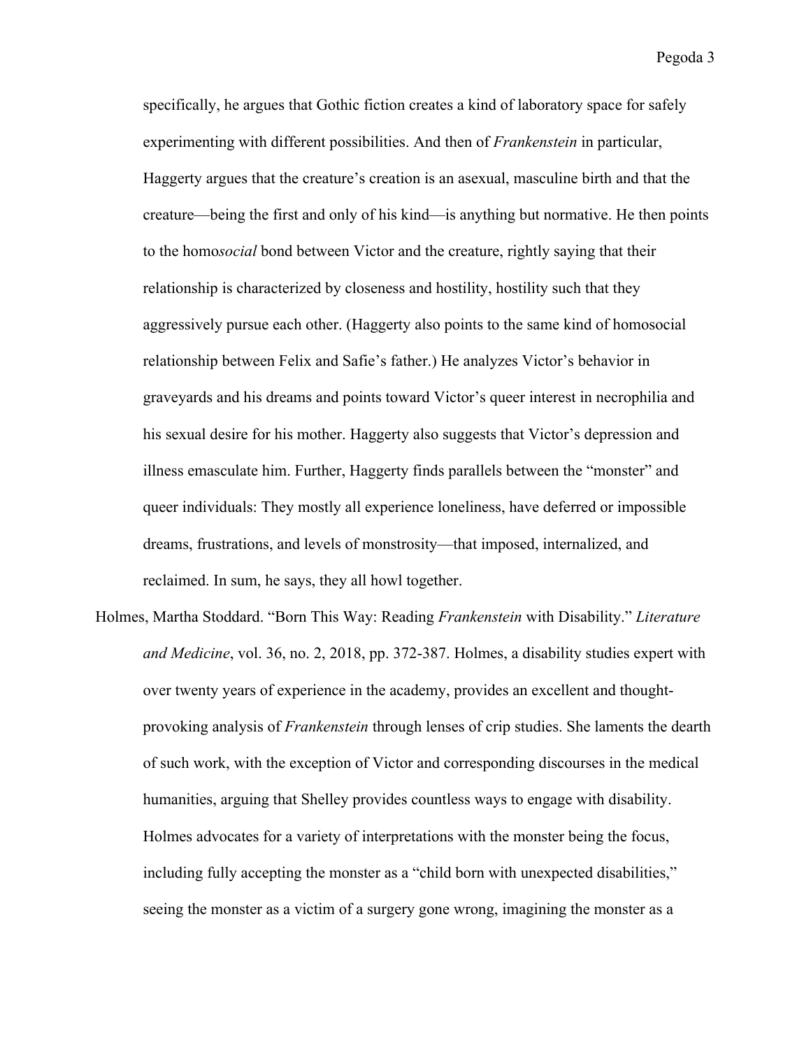specifically, he argues that Gothic fiction creates a kind of laboratory space for safely experimenting with different possibilities. And then of *Frankenstein* in particular, Haggerty argues that the creature's creation is an asexual, masculine birth and that the creature—being the first and only of his kind—is anything but normative. He then points to the homo*social* bond between Victor and the creature, rightly saying that their relationship is characterized by closeness and hostility, hostility such that they aggressively pursue each other. (Haggerty also points to the same kind of homosocial relationship between Felix and Safie's father.) He analyzes Victor's behavior in graveyards and his dreams and points toward Victor's queer interest in necrophilia and his sexual desire for his mother. Haggerty also suggests that Victor's depression and illness emasculate him. Further, Haggerty finds parallels between the "monster" and queer individuals: They mostly all experience loneliness, have deferred or impossible dreams, frustrations, and levels of monstrosity—that imposed, internalized, and reclaimed. In sum, he says, they all howl together.

Holmes, Martha Stoddard. "Born This Way: Reading *Frankenstein* with Disability." *Literature and Medicine*, vol. 36, no. 2, 2018, pp. 372-387. Holmes, a disability studies expert with over twenty years of experience in the academy, provides an excellent and thought-provoking analysis of *Frankenstein* through lenses of crip studies. She laments the dearth of such work, with the exception of Victor and corresponding discourses in the medical humanities, arguing that Shelley provides countless ways to engage with disability. Holmes advocates for a variety of interpretations with the monster being the focus, including fully accepting the monster as a "child born with unexpected disabilities," seeing the monster as a victim of a surgery gone wrong, imagining the monster as a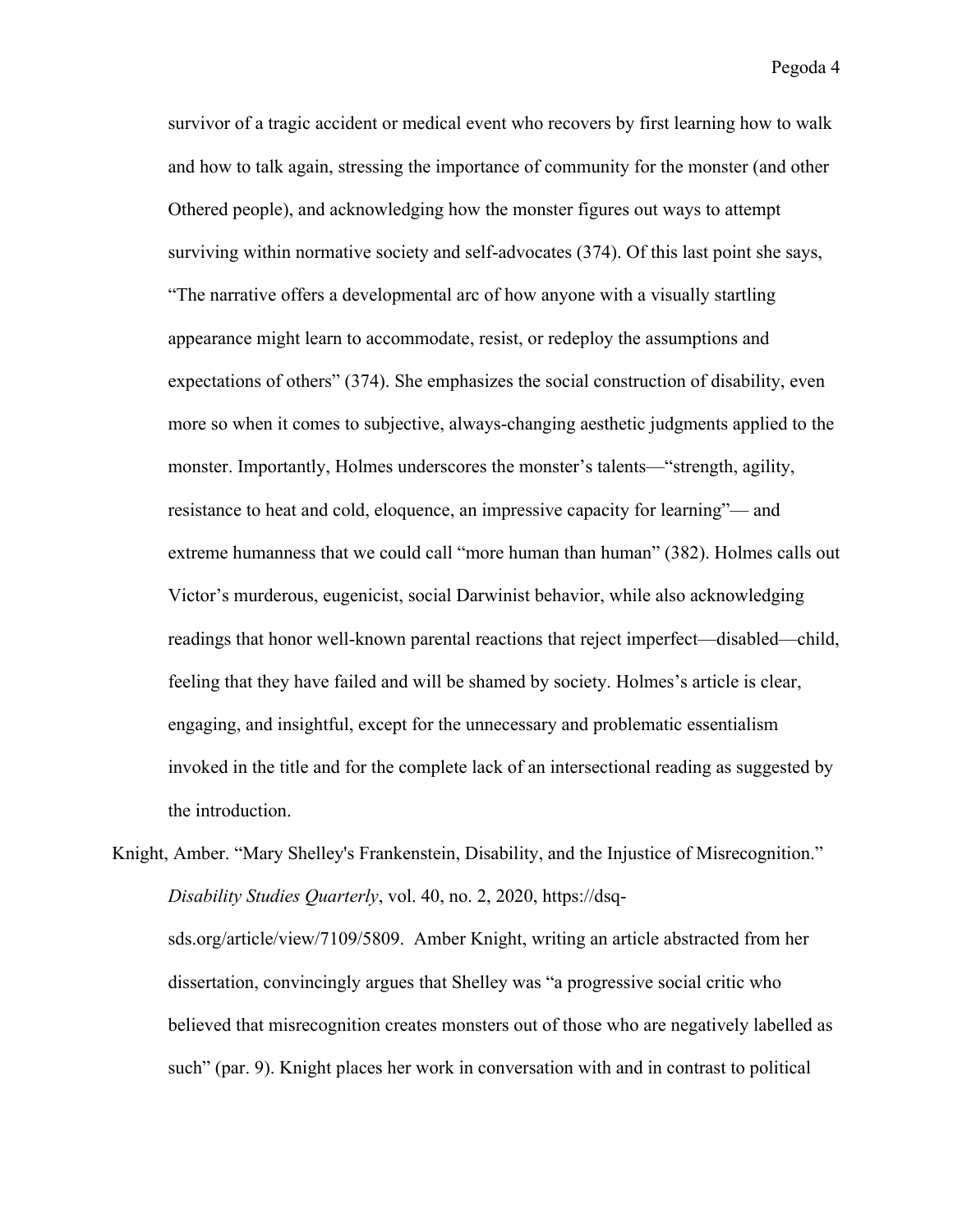survivor of a tragic accident or medical event who recovers by first learning how to walk and how to talk again, stressing the importance of community for the monster (and other Othered people), and acknowledging how the monster figures out ways to attempt surviving within normative society and self-advocates (374). Of this last point she says, "The narrative offers a developmental arc of how anyone with a visually startling appearance might learn to accommodate, resist, or redeploy the assumptions and expectations of others" (374). She emphasizes the social construction of disability, even more so when it comes to subjective, always-changing aesthetic judgments applied to the monster. Importantly, Holmes underscores the monster's talents—"strength, agility, resistance to heat and cold, eloquence, an impressive capacity for learning"— and extreme humanness that we could call "more human than human" (382). Holmes calls out Victor's murderous, eugenicist, social Darwinist behavior, while also acknowledging readings that honor well-known parental reactions that reject imperfect—disabled—child, feeling that they have failed and will be shamed by society. Holmes's article is clear, engaging, and insightful, except for the unnecessary and problematic essentialism invoked in the title and for the complete lack of an intersectional reading as suggested by the introduction.

Knight, Amber. "Mary Shelley's Frankenstein, Disability, and the Injustice of Misrecognition." *Disability Studies Quarterly*, vol. 40, no. 2, 2020, https://dsq-sds.org/article/view/7109/5809. Amber Knight, writing an article abstracted from her dissertation, convincingly argues that Shelley was "a progressive social critic who believed that misrecognition creates monsters out of those who are negatively labelled as such" (par. 9). Knight places her work in conversation with and in contrast to political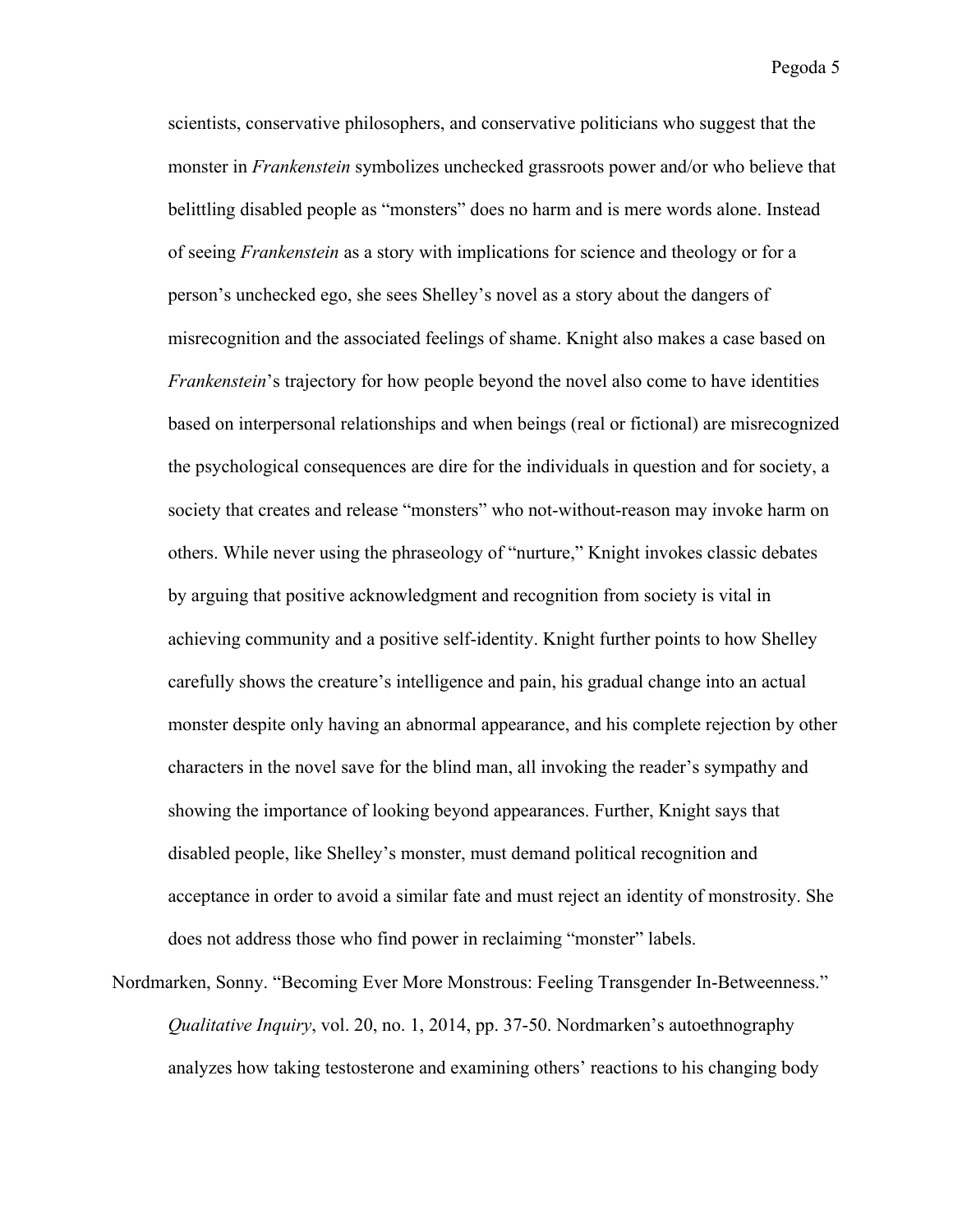scientists, conservative philosophers, and conservative politicians who suggest that the monster in *Frankenstein* symbolizes unchecked grassroots power and/or who believe that belittling disabled people as "monsters" does no harm and is mere words alone. Instead of seeing *Frankenstein* as a story with implications for science and theology or for a person's unchecked ego, she sees Shelley's novel as a story about the dangers of misrecognition and the associated feelings of shame. Knight also makes a case based on *Frankenstein*'s trajectory for how people beyond the novel also come to have identities based on interpersonal relationships and when beings (real or fictional) are misrecognized the psychological consequences are dire for the individuals in question and for society, a society that creates and release "monsters" who not-without-reason may invoke harm on others. While never using the phraseology of "nurture," Knight invokes classic debates by arguing that positive acknowledgment and recognition from society is vital in achieving community and a positive self-identity. Knight further points to how Shelley carefully shows the creature's intelligence and pain, his gradual change into an actual monster despite only having an abnormal appearance, and his complete rejection by other characters in the novel save for the blind man, all invoking the reader's sympathy and showing the importance of looking beyond appearances. Further, Knight says that disabled people, like Shelley's monster, must demand political recognition and acceptance in order to avoid a similar fate and must reject an identity of monstrosity. She does not address those who find power in reclaiming "monster" labels.

Nordmarken, Sonny. "Becoming Ever More Monstrous: Feeling Transgender In-Betweenness." *Qualitative Inquiry*, vol. 20, no. 1, 2014, pp. 37-50. Nordmarken's autoethnography analyzes how taking testosterone and examining others' reactions to his changing body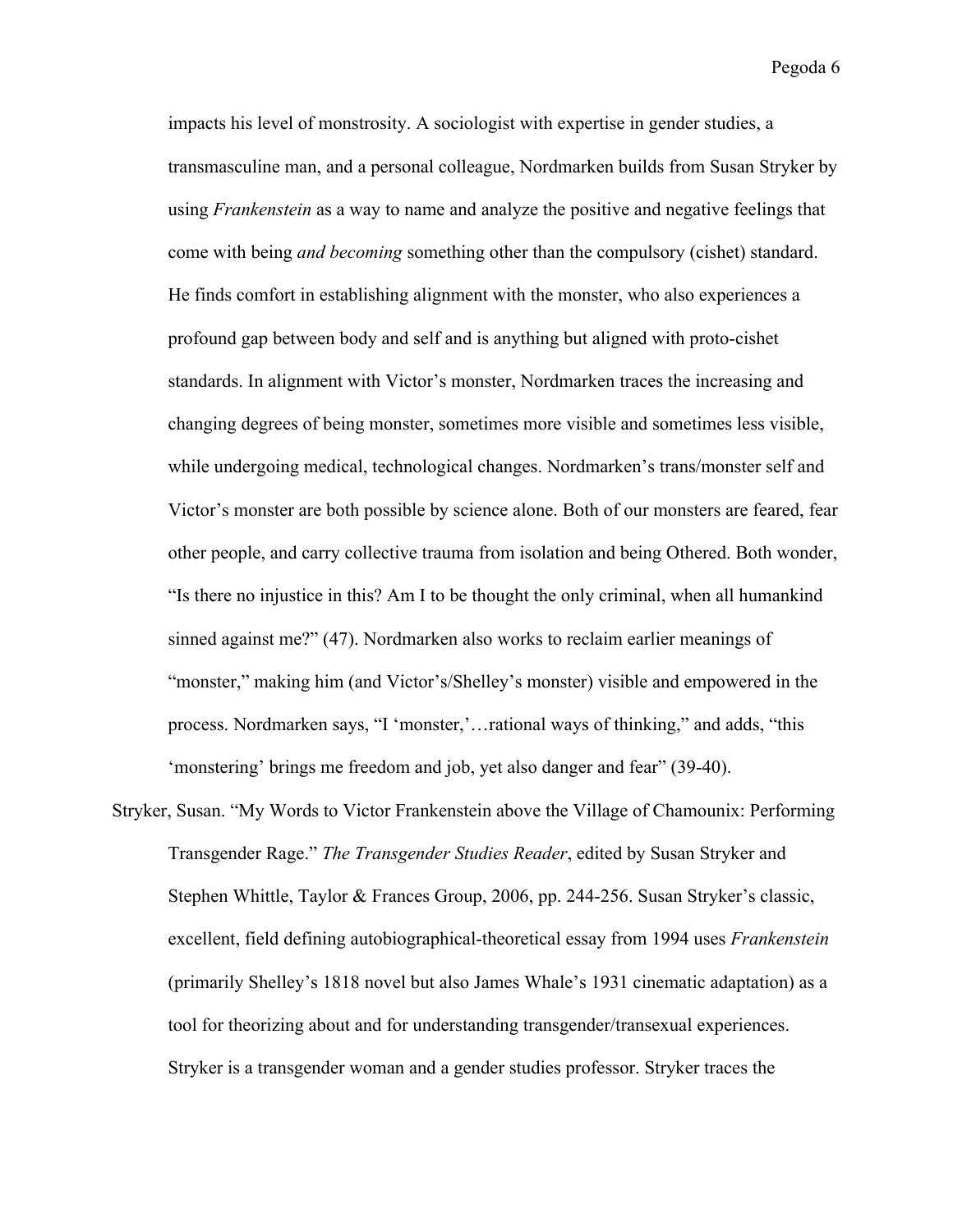impacts his level of monstrosity. A sociologist with expertise in gender studies, a transmasculine man, and a personal colleague, Nordmarken builds from Susan Stryker by using *Frankenstein* as a way to name and analyze the positive and negative feelings that come with being *and becoming* something other than the compulsory (cishet) standard. He finds comfort in establishing alignment with the monster, who also experiences a profound gap between body and self and is anything but aligned with proto-cishet standards. In alignment with Victor's monster, Nordmarken traces the increasing and changing degrees of being monster, sometimes more visible and sometimes less visible, while undergoing medical, technological changes. Nordmarken's trans/monster self and Victor's monster are both possible by science alone. Both of our monsters are feared, fear other people, and carry collective trauma from isolation and being Othered. Both wonder, "Is there no injustice in this? Am I to be thought the only criminal, when all humankind sinned against me?" (47). Nordmarken also works to reclaim earlier meanings of "monster," making him (and Victor's/Shelley's monster) visible and empowered in the process. Nordmarken says, "I 'monster,'…rational ways of thinking," and adds, "this 'monstering' brings me freedom and job, yet also danger and fear" (39-40).

Stryker, Susan. "My Words to Victor Frankenstein above the Village of Chamounix: Performing Transgender Rage." *The Transgender Studies Reader*, edited by Susan Stryker and Stephen Whittle, Taylor & Frances Group, 2006, pp. 244-256. Susan Stryker's classic, excellent, field defining autobiographical-theoretical essay from 1994 uses *Frankenstein* (primarily Shelley's 1818 novel but also James Whale's 1931 cinematic adaptation) as a tool for theorizing about and for understanding transgender/transexual experiences. Stryker is a transgender woman and a gender studies professor. Stryker traces the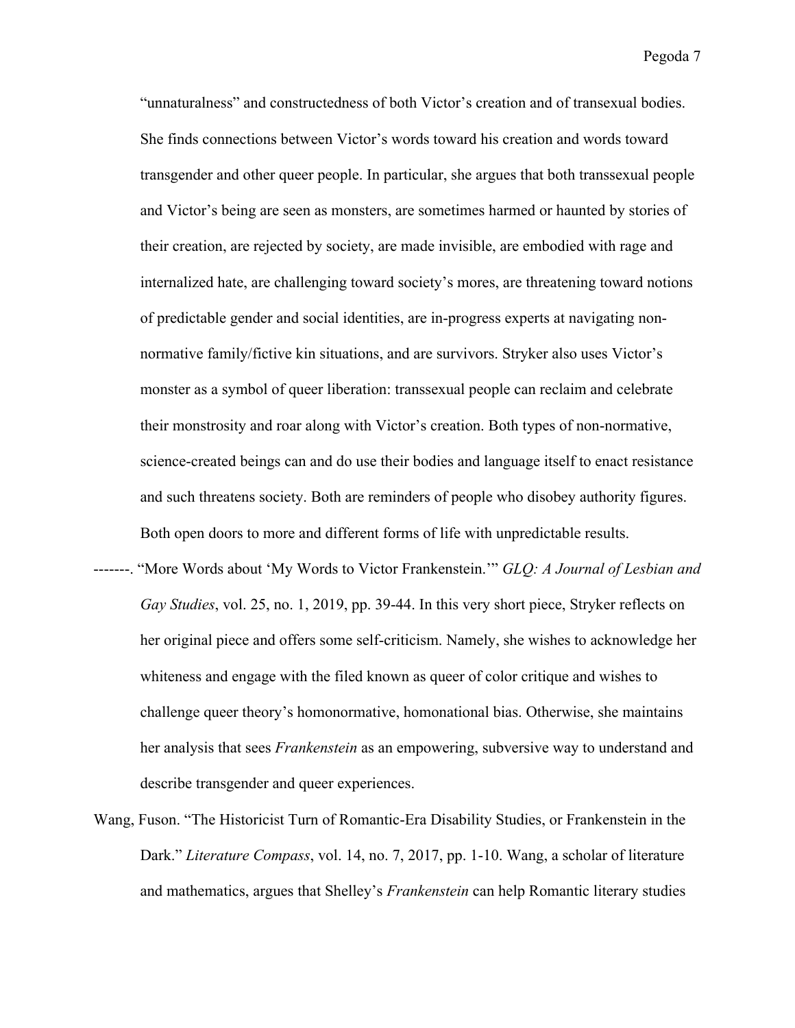"unnaturalness" and constructedness of both Victor's creation and of transexual bodies. She finds connections between Victor's words toward his creation and words toward transgender and other queer people. In particular, she argues that both transsexual people and Victor's being are seen as monsters, are sometimes harmed or haunted by stories of their creation, are rejected by society, are made invisible, are embodied with rage and internalized hate, are challenging toward society's mores, are threatening toward notions of predictable gender and social identities, are in-progress experts at navigating non-normative family/fictive kin situations, and are survivors. Stryker also uses Victor's monster as a symbol of queer liberation: transsexual people can reclaim and celebrate their monstrosity and roar along with Victor's creation. Both types of non-normative, science-created beings can and do use their bodies and language itself to enact resistance and such threatens society. Both are reminders of people who disobey authority figures. Both open doors to more and different forms of life with unpredictable results.

-------. "More Words about 'My Words to Victor Frankenstein.'" *GLQ: A Journal of Lesbian and Gay Studies*, vol. 25, no. 1, 2019, pp. 39-44. In this very short piece, Stryker reflects on her original piece and offers some self-criticism. Namely, she wishes to acknowledge her whiteness and engage with the filed known as queer of color critique and wishes to challenge queer theory's homonormative, homonational bias. Otherwise, she maintains her analysis that sees *Frankenstein* as an empowering, subversive way to understand and describe transgender and queer experiences.

Wang, Fuson. "The Historicist Turn of Romantic-Era Disability Studies, or Frankenstein in the Dark." *Literature Compass*, vol. 14, no. 7, 2017, pp. 1-10. Wang, a scholar of literature and mathematics, argues that Shelley's *Frankenstein* can help Romantic literary studies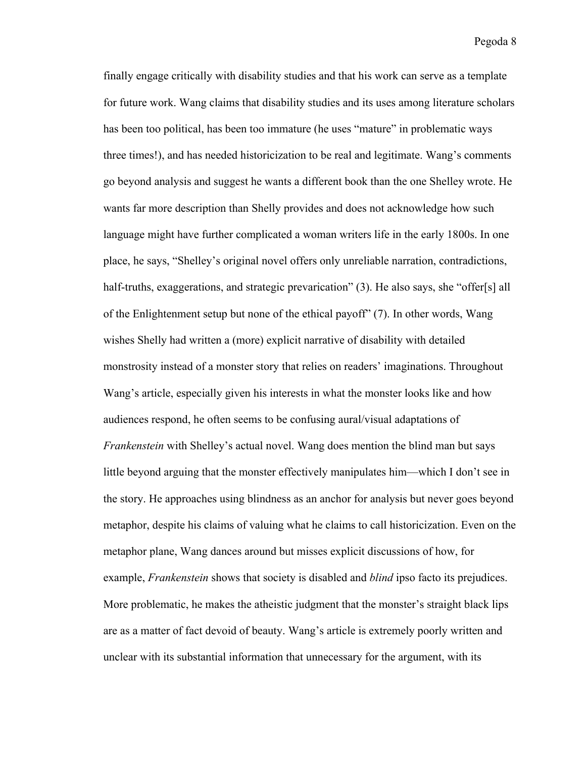finally engage critically with disability studies and that his work can serve as a template for future work. Wang claims that disability studies and its uses among literature scholars has been too political, has been too immature (he uses "mature" in problematic ways three times!), and has needed historicization to be real and legitimate. Wang's comments go beyond analysis and suggest he wants a different book than the one Shelley wrote. He wants far more description than Shelly provides and does not acknowledge how such language might have further complicated a woman writers life in the early 1800s. In one place, he says, "Shelley's original novel offers only unreliable narration, contradictions, half-truths, exaggerations, and strategic prevarication" (3). He also says, she "offer[s] all of the Enlightenment setup but none of the ethical payoff" (7). In other words, Wang wishes Shelly had written a (more) explicit narrative of disability with detailed monstrosity instead of a monster story that relies on readers' imaginations. Throughout Wang's article, especially given his interests in what the monster looks like and how audiences respond, he often seems to be confusing aural/visual adaptations of *Frankenstein* with Shelley's actual novel. Wang does mention the blind man but says little beyond arguing that the monster effectively manipulates him—which I don't see in the story. He approaches using blindness as an anchor for analysis but never goes beyond metaphor, despite his claims of valuing what he claims to call historicization. Even on the metaphor plane, Wang dances around but misses explicit discussions of how, for example, *Frankenstein* shows that society is disabled and *blind* ipso facto its prejudices. More problematic, he makes the atheistic judgment that the monster's straight black lips are as a matter of fact devoid of beauty. Wang's article is extremely poorly written and unclear with its substantial information that unnecessary for the argument, with its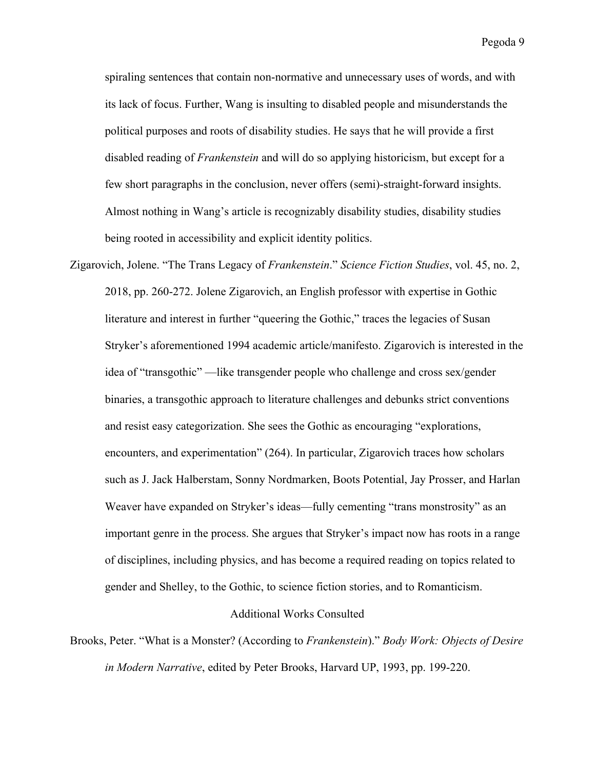spiraling sentences that contain non-normative and unnecessary uses of words, and with its lack of focus. Further, Wang is insulting to disabled people and misunderstands the political purposes and roots of disability studies. He says that he will provide a first disabled reading of *Frankenstein* and will do so applying historicism, but except for a few short paragraphs in the conclusion, never offers (semi)-straight-forward insights. Almost nothing in Wang's article is recognizably disability studies, disability studies being rooted in accessibility and explicit identity politics.

Zigarovich, Jolene. "The Trans Legacy of *Frankenstein*." *Science Fiction Studies*, vol. 45, no. 2, 2018, pp. 260-272. Jolene Zigarovich, an English professor with expertise in Gothic literature and interest in further "queering the Gothic," traces the legacies of Susan Stryker's aforementioned 1994 academic article/manifesto. Zigarovich is interested in the idea of "transgothic" —like transgender people who challenge and cross sex/gender binaries, a transgothic approach to literature challenges and debunks strict conventions and resist easy categorization. She sees the Gothic as encouraging "explorations, encounters, and experimentation" (264). In particular, Zigarovich traces how scholars such as J. Jack Halberstam, Sonny Nordmarken, Boots Potential, Jay Prosser, and Harlan Weaver have expanded on Stryker's ideas—fully cementing "trans monstrosity" as an important genre in the process. She argues that Stryker's impact now has roots in a range of disciplines, including physics, and has become a required reading on topics related to gender and Shelley, to the Gothic, to science fiction stories, and to Romanticism.

## Additional Works Consulted

Brooks, Peter. "What is a Monster? (According to *Frankenstein*)." *Body Work: Objects of Desire in Modern Narrative*, edited by Peter Brooks, Harvard UP, 1993, pp. 199-220.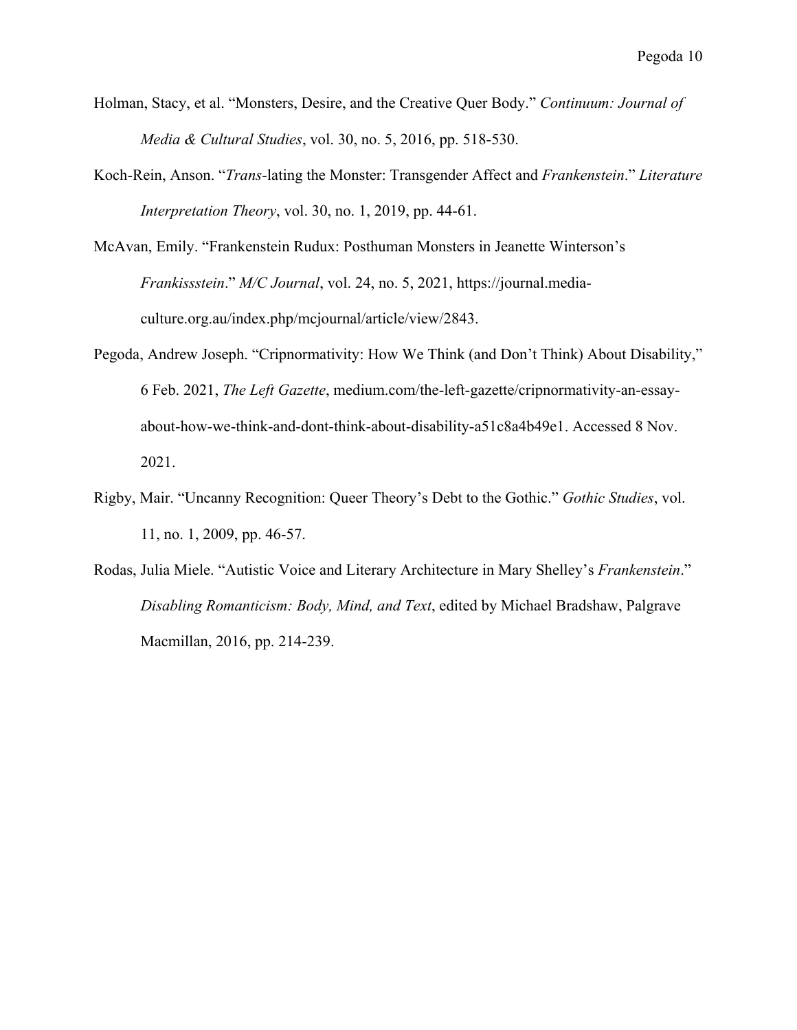Holman, Stacy, et al. "Monsters, Desire, and the Creative Quer Body." *Continuum: Journal of Media & Cultural Studies*, vol. 30, no. 5, 2016, pp. 518-530.

Koch-Rein, Anson. "*Trans*-lating the Monster: Transgender Affect and *Frankenstein*." *Literature Interpretation Theory*, vol. 30, no. 1, 2019, pp. 44-61.

McAvan, Emily. "Frankenstein Rudux: Posthuman Monsters in Jeanette Winterson's *Frankissstein*." *M/C Journal*, vol. 24, no. 5, 2021, https://journal.media-culture.org.au/index.php/mcjournal/article/view/2843.

Pegoda, Andrew Joseph. "Cripnormativity: How We Think (and Don't Think) About Disability," 6 Feb. 2021, *The Left Gazette*, medium.com/the-left-gazette/cripnormativity-an-essay-about-how-we-think-and-dont-think-about-disability-a51c8a4b49e1. Accessed 8 Nov. 2021.

Rigby, Mair. "Uncanny Recognition: Queer Theory's Debt to the Gothic." *Gothic Studies*, vol. 11, no. 1, 2009, pp. 46-57.

Rodas, Julia Miele. "Autistic Voice and Literary Architecture in Mary Shelley's *Frankenstein*." *Disabling Romanticism: Body, Mind, and Text*, edited by Michael Bradshaw, Palgrave Macmillan, 2016, pp. 214-239.